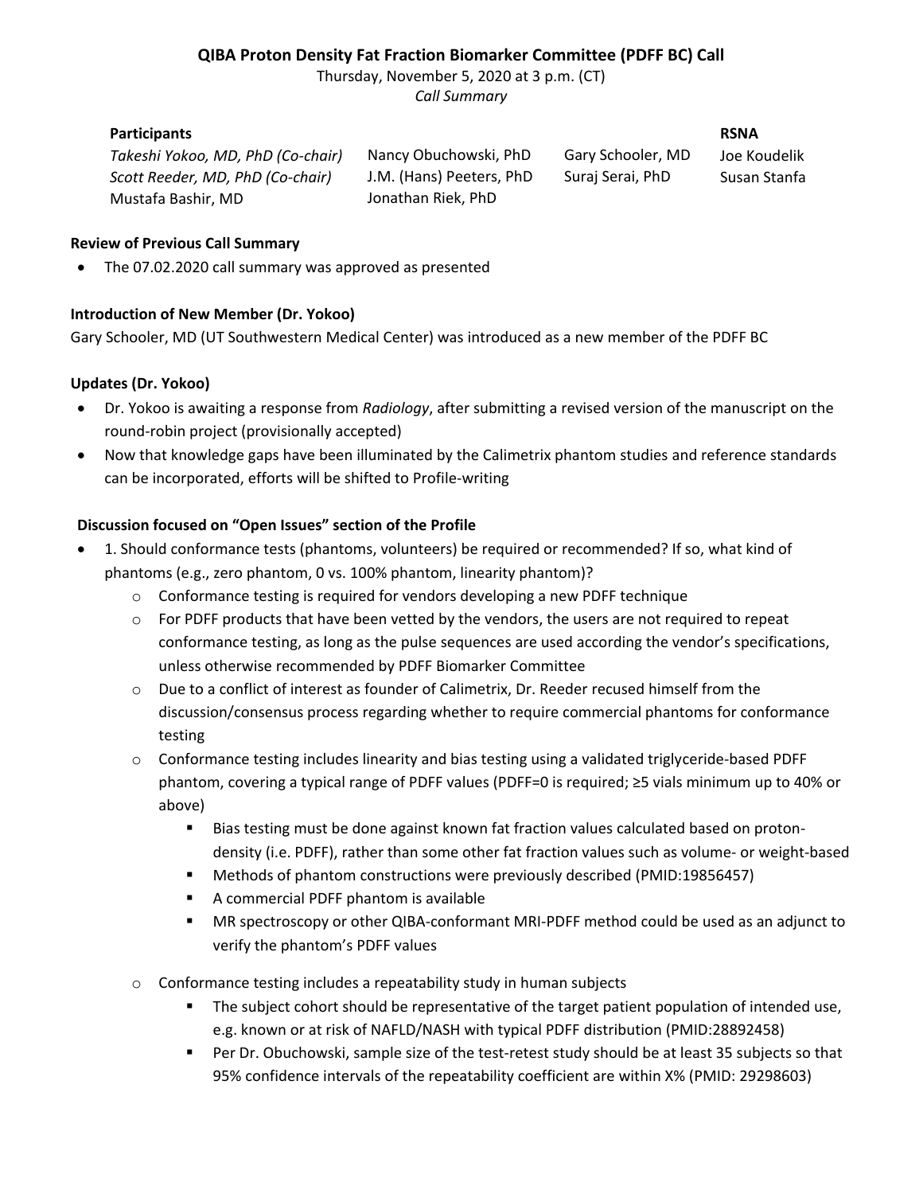# QIBA Proton Density Fat Fraction Biomarker Committee (PDFF BC) Call

Thursday, November 5, 2020 at 3 p.m. (CT)

*Call Summary*

| Participants | | | RSNA |
|---|---|---|---|
| *Takeshi Yokoo, MD, PhD (Co-chair)* | Nancy Obuchowski, PhD | Gary Schooler, MD | Joe Koudelik |
| *Scott Reeder, MD, PhD (Co-chair)* | J.M. (Hans) Peeters, PhD | Suraj Serai, PhD | Susan Stanfa |
| Mustafa Bashir, MD | Jonathan Riek, PhD | | |

**Review of Previous Call Summary**

- The 07.02.2020 call summary was approved as presented

**Introduction of New Member (Dr. Yokoo)**

Gary Schooler, MD (UT Southwestern Medical Center) was introduced as a new member of the PDFF BC

**Updates (Dr. Yokoo)**

- Dr. Yokoo is awaiting a response from *Radiology*, after submitting a revised version of the manuscript on the round-robin project (provisionally accepted)
- Now that knowledge gaps have been illuminated by the Calimetrix phantom studies and reference standards can be incorporated, efforts will be shifted to Profile-writing

**Discussion focused on "Open Issues" section of the Profile**

- 1. Should conformance tests (phantoms, volunteers) be required or recommended? If so, what kind of phantoms (e.g., zero phantom, 0 vs. 100% phantom, linearity phantom)?
  - Conformance testing is required for vendors developing a new PDFF technique
  - For PDFF products that have been vetted by the vendors, the users are not required to repeat conformance testing, as long as the pulse sequences are used according the vendor's specifications, unless otherwise recommended by PDFF Biomarker Committee
  - Due to a conflict of interest as founder of Calimetrix, Dr. Reeder recused himself from the discussion/consensus process regarding whether to require commercial phantoms for conformance testing
  - Conformance testing includes linearity and bias testing using a validated triglyceride-based PDFF phantom, covering a typical range of PDFF values (PDFF=0 is required; ≥5 vials minimum up to 40% or above)
    - Bias testing must be done against known fat fraction values calculated based on proton-density (i.e. PDFF), rather than some other fat fraction values such as volume- or weight-based
    - Methods of phantom constructions were previously described (PMID:19856457)
    - A commercial PDFF phantom is available
    - MR spectroscopy or other QIBA-conformant MRI-PDFF method could be used as an adjunct to verify the phantom's PDFF values
  - Conformance testing includes a repeatability study in human subjects
    - The subject cohort should be representative of the target patient population of intended use, e.g. known or at risk of NAFLD/NASH with typical PDFF distribution (PMID:28892458)
    - Per Dr. Obuchowski, sample size of the test-retest study should be at least 35 subjects so that 95% confidence intervals of the repeatability coefficient are within X% (PMID: 29298603)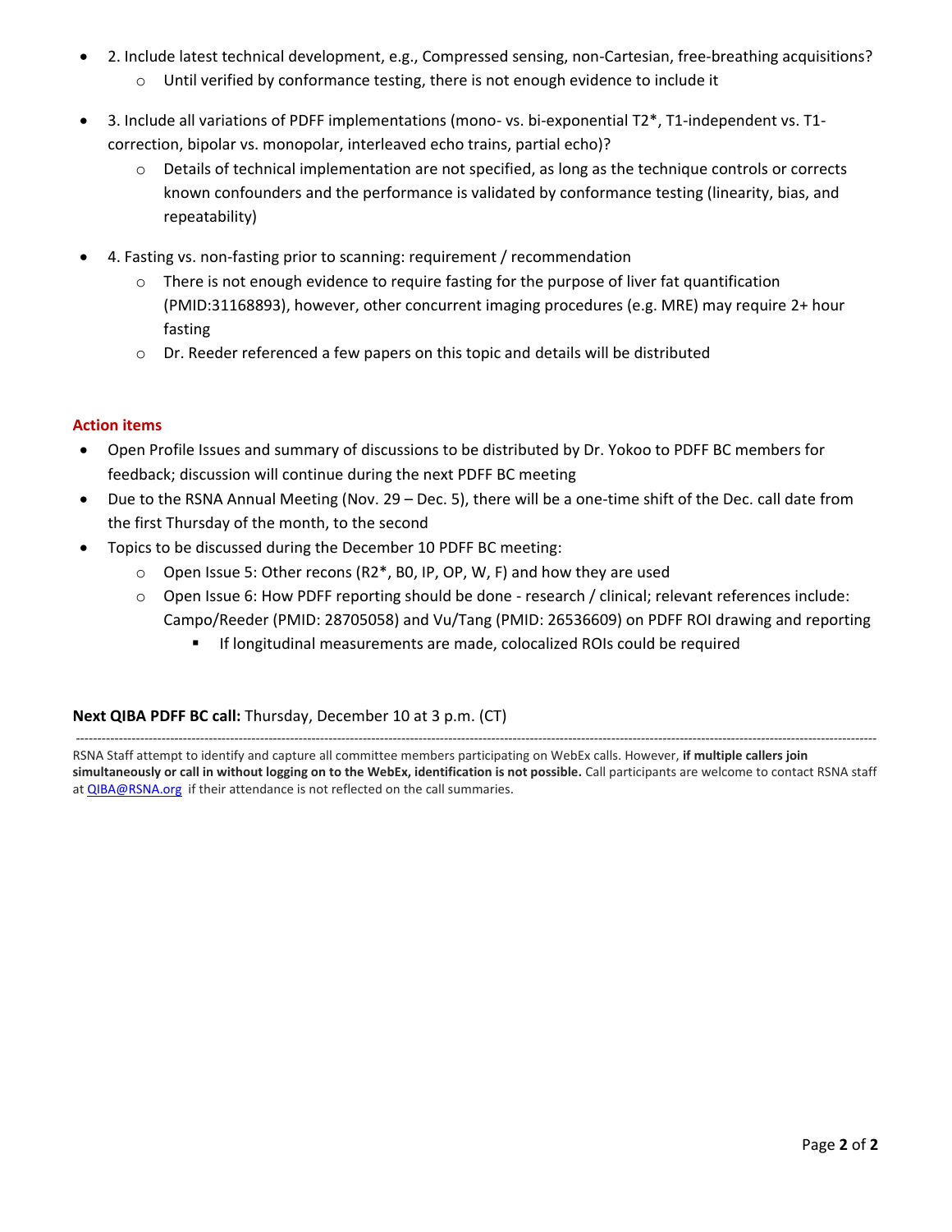- 2. Include latest technical development, e.g., Compressed sensing, non-Cartesian, free-breathing acquisitions?
  - Until verified by conformance testing, there is not enough evidence to include it
- 3. Include all variations of PDFF implementations (mono- vs. bi-exponential T2*, T1-independent vs. T1-correction, bipolar vs. monopolar, interleaved echo trains, partial echo)?
  - Details of technical implementation are not specified, as long as the technique controls or corrects known confounders and the performance is validated by conformance testing (linearity, bias, and repeatability)
- 4. Fasting vs. non-fasting prior to scanning: requirement / recommendation
  - There is not enough evidence to require fasting for the purpose of liver fat quantification (PMID:31168893), however, other concurrent imaging procedures (e.g. MRE) may require 2+ hour fasting
  - Dr. Reeder referenced a few papers on this topic and details will be distributed

## Action items

- Open Profile Issues and summary of discussions to be distributed by Dr. Yokoo to PDFF BC members for feedback; discussion will continue during the next PDFF BC meeting
- Due to the RSNA Annual Meeting (Nov. 29 – Dec. 5), there will be a one-time shift of the Dec. call date from the first Thursday of the month, to the second
- Topics to be discussed during the December 10 PDFF BC meeting:
  - Open Issue 5: Other recons (R2*, B0, IP, OP, W, F) and how they are used
  - Open Issue 6: How PDFF reporting should be done - research / clinical; relevant references include: Campo/Reeder (PMID: 28705058) and Vu/Tang (PMID: 26536609) on PDFF ROI drawing and reporting
    - If longitudinal measurements are made, colocalized ROIs could be required

**Next QIBA PDFF BC call:** Thursday, December 10 at 3 p.m. (CT)

---

RSNA Staff attempt to identify and capture all committee members participating on WebEx calls. However, **if multiple callers join simultaneously or call in without logging on to the WebEx, identification is not possible.** Call participants are welcome to contact RSNA staff at QIBA@RSNA.org if their attendance is not reflected on the call summaries.